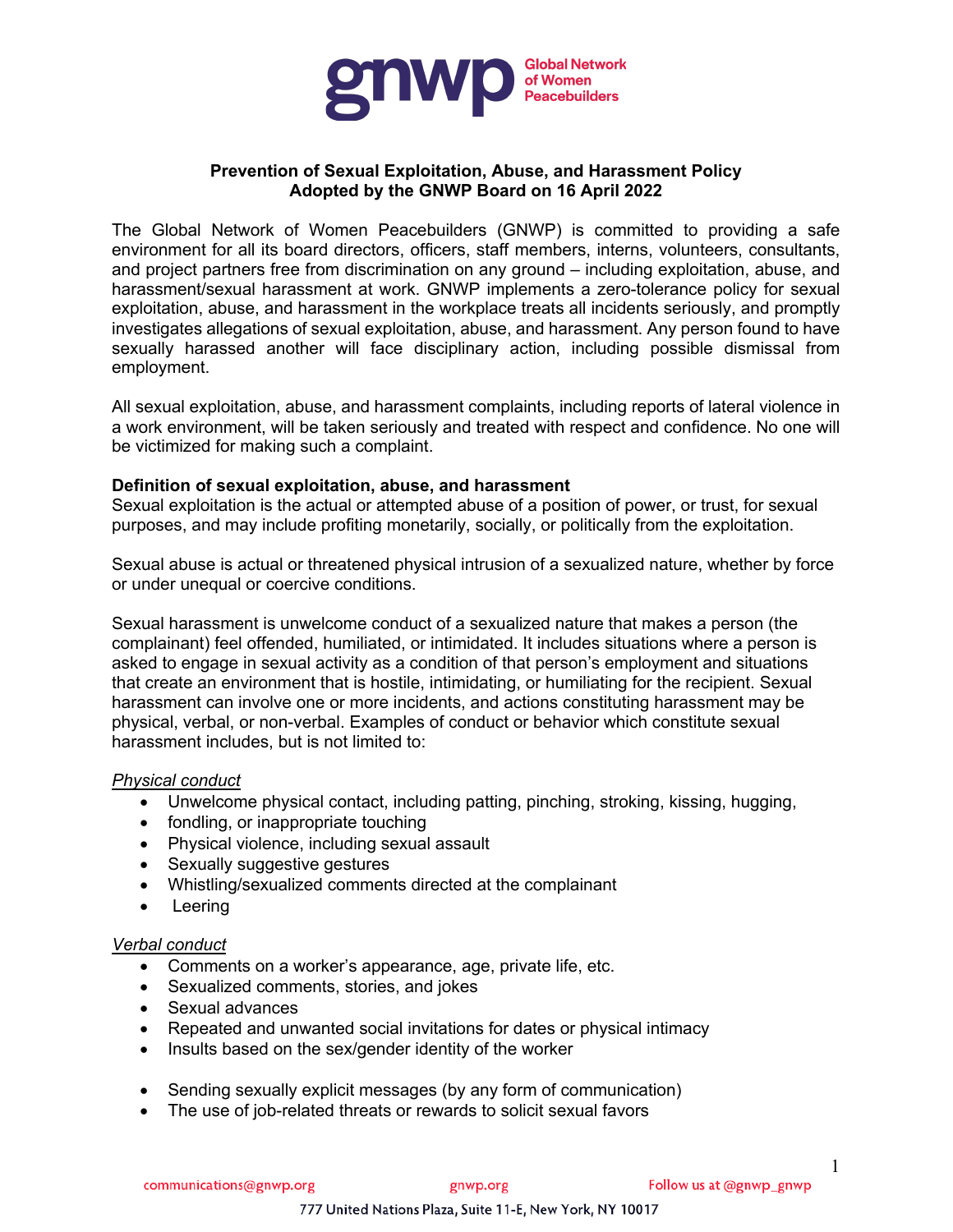**Prevention of Sexual Exploitation, Abuse, and Harassment Policy**
**Adopted by the GNWP Board on 16 April 2022**

The Global Network of Women Peacebuilders (GNWP) is committed to providing a safe environment for all its board directors, officers, staff members, interns, volunteers, consultants, and project partners free from discrimination on any ground – including exploitation, abuse, and harassment/sexual harassment at work. GNWP implements a zero-tolerance policy for sexual exploitation, abuse, and harassment in the workplace treats all incidents seriously, and promptly investigates allegations of sexual exploitation, abuse, and harassment. Any person found to have sexually harassed another will face disciplinary action, including possible dismissal from employment.

All sexual exploitation, abuse, and harassment complaints, including reports of lateral violence in a work environment, will be taken seriously and treated with respect and confidence. No one will be victimized for making such a complaint.

**Definition of sexual exploitation, abuse, and harassment**

Sexual exploitation is the actual or attempted abuse of a position of power, or trust, for sexual purposes, and may include profiting monetarily, socially, or politically from the exploitation.

Sexual abuse is actual or threatened physical intrusion of a sexualized nature, whether by force or under unequal or coercive conditions.

Sexual harassment is unwelcome conduct of a sexualized nature that makes a person (the complainant) feel offended, humiliated, or intimidated. It includes situations where a person is asked to engage in sexual activity as a condition of that person's employment and situations that create an environment that is hostile, intimidating, or humiliating for the recipient. Sexual harassment can involve one or more incidents, and actions constituting harassment may be physical, verbal, or non-verbal. Examples of conduct or behavior which constitute sexual harassment includes, but is not limited to:

*Physical conduct*

- Unwelcome physical contact, including patting, pinching, stroking, kissing, hugging,
- fondling, or inappropriate touching
- Physical violence, including sexual assault
- Sexually suggestive gestures
- Whistling/sexualized comments directed at the complainant
- Leering

*Verbal conduct*

- Comments on a worker's appearance, age, private life, etc.
- Sexualized comments, stories, and jokes
- Sexual advances
- Repeated and unwanted social invitations for dates or physical intimacy
- Insults based on the sex/gender identity of the worker

- Sending sexually explicit messages (by any form of communication)
- The use of job-related threats or rewards to solicit sexual favors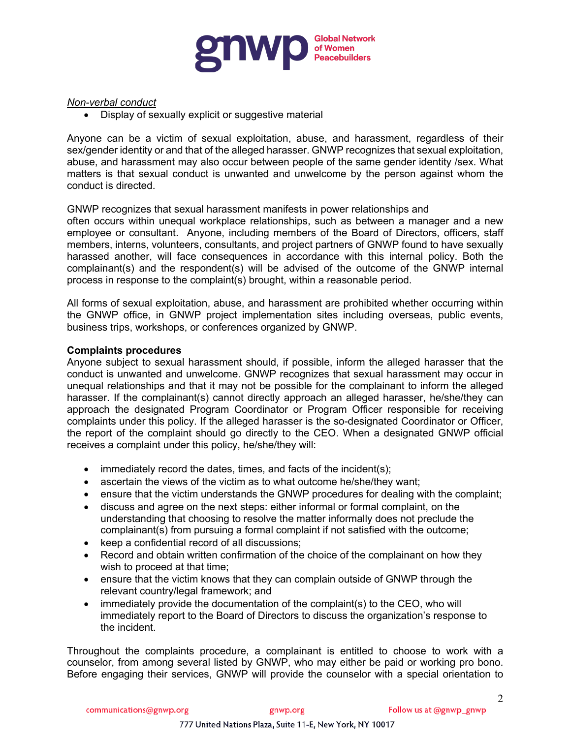*Non-verbal conduct*

- Display of sexually explicit or suggestive material

Anyone can be a victim of sexual exploitation, abuse, and harassment, regardless of their sex/gender identity or and that of the alleged harasser. GNWP recognizes that sexual exploitation, abuse, and harassment may also occur between people of the same gender identity /sex. What matters is that sexual conduct is unwanted and unwelcome by the person against whom the conduct is directed.

GNWP recognizes that sexual harassment manifests in power relationships and often occurs within unequal workplace relationships, such as between a manager and a new employee or consultant. Anyone, including members of the Board of Directors, officers, staff members, interns, volunteers, consultants, and project partners of GNWP found to have sexually harassed another, will face consequences in accordance with this internal policy. Both the complainant(s) and the respondent(s) will be advised of the outcome of the GNWP internal process in response to the complaint(s) brought, within a reasonable period.

All forms of sexual exploitation, abuse, and harassment are prohibited whether occurring within the GNWP office, in GNWP project implementation sites including overseas, public events, business trips, workshops, or conferences organized by GNWP.

**Complaints procedures**

Anyone subject to sexual harassment should, if possible, inform the alleged harasser that the conduct is unwanted and unwelcome. GNWP recognizes that sexual harassment may occur in unequal relationships and that it may not be possible for the complainant to inform the alleged harasser. If the complainant(s) cannot directly approach an alleged harasser, he/she/they can approach the designated Program Coordinator or Program Officer responsible for receiving complaints under this policy. If the alleged harasser is the so-designated Coordinator or Officer, the report of the complaint should go directly to the CEO. When a designated GNWP official receives a complaint under this policy, he/she/they will:

- immediately record the dates, times, and facts of the incident(s);
- ascertain the views of the victim as to what outcome he/she/they want;
- ensure that the victim understands the GNWP procedures for dealing with the complaint;
- discuss and agree on the next steps: either informal or formal complaint, on the understanding that choosing to resolve the matter informally does not preclude the complainant(s) from pursuing a formal complaint if not satisfied with the outcome;
- keep a confidential record of all discussions;
- Record and obtain written confirmation of the choice of the complainant on how they wish to proceed at that time;
- ensure that the victim knows that they can complain outside of GNWP through the relevant country/legal framework; and
- immediately provide the documentation of the complaint(s) to the CEO, who will immediately report to the Board of Directors to discuss the organization's response to the incident.

Throughout the complaints procedure, a complainant is entitled to choose to work with a counselor, from among several listed by GNWP, who may either be paid or working pro bono. Before engaging their services, GNWP will provide the counselor with a special orientation to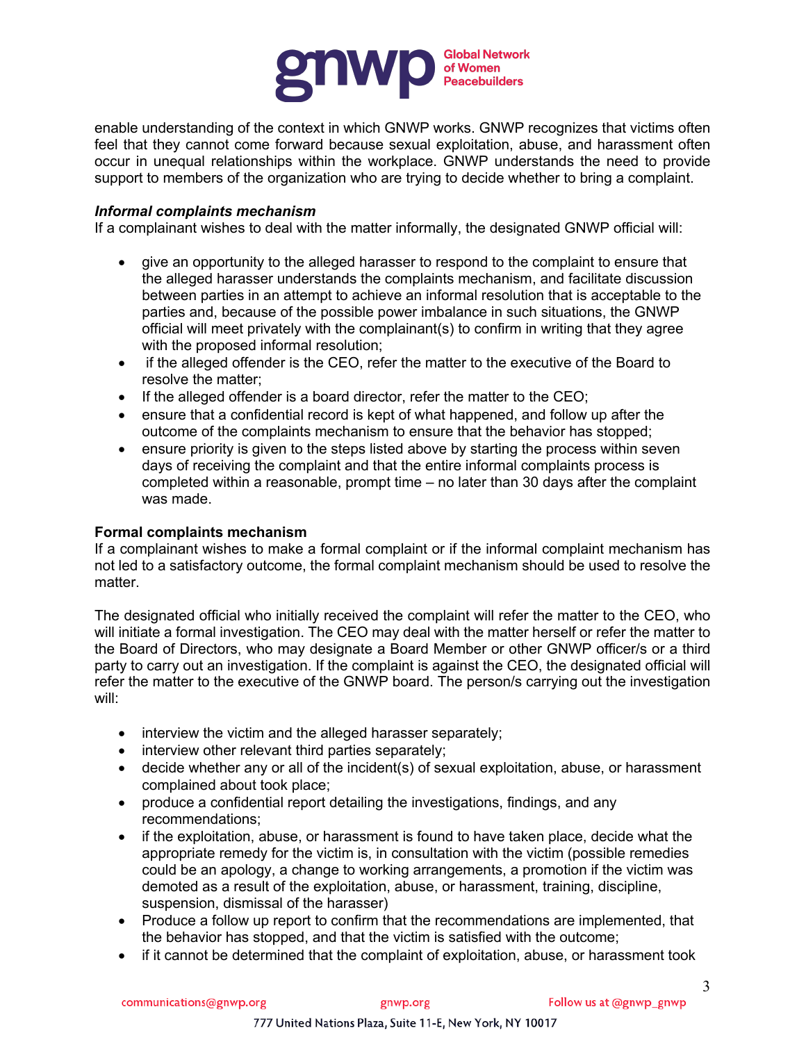enable understanding of the context in which GNWP works. GNWP recognizes that victims often feel that they cannot come forward because sexual exploitation, abuse, and harassment often occur in unequal relationships within the workplace. GNWP understands the need to provide support to members of the organization who are trying to decide whether to bring a complaint.

***Informal complaints mechanism***

If a complainant wishes to deal with the matter informally, the designated GNWP official will:

- give an opportunity to the alleged harasser to respond to the complaint to ensure that the alleged harasser understands the complaints mechanism, and facilitate discussion between parties in an attempt to achieve an informal resolution that is acceptable to the parties and, because of the possible power imbalance in such situations, the GNWP official will meet privately with the complainant(s) to confirm in writing that they agree with the proposed informal resolution;
- if the alleged offender is the CEO, refer the matter to the executive of the Board to resolve the matter;
- If the alleged offender is a board director, refer the matter to the CEO;
- ensure that a confidential record is kept of what happened, and follow up after the outcome of the complaints mechanism to ensure that the behavior has stopped;
- ensure priority is given to the steps listed above by starting the process within seven days of receiving the complaint and that the entire informal complaints process is completed within a reasonable, prompt time – no later than 30 days after the complaint was made.

**Formal complaints mechanism**

If a complainant wishes to make a formal complaint or if the informal complaint mechanism has not led to a satisfactory outcome, the formal complaint mechanism should be used to resolve the matter.

The designated official who initially received the complaint will refer the matter to the CEO, who will initiate a formal investigation. The CEO may deal with the matter herself or refer the matter to the Board of Directors, who may designate a Board Member or other GNWP officer/s or a third party to carry out an investigation. If the complaint is against the CEO, the designated official will refer the matter to the executive of the GNWP board. The person/s carrying out the investigation will:

- interview the victim and the alleged harasser separately;
- interview other relevant third parties separately;
- decide whether any or all of the incident(s) of sexual exploitation, abuse, or harassment complained about took place;
- produce a confidential report detailing the investigations, findings, and any recommendations;
- if the exploitation, abuse, or harassment is found to have taken place, decide what the appropriate remedy for the victim is, in consultation with the victim (possible remedies could be an apology, a change to working arrangements, a promotion if the victim was demoted as a result of the exploitation, abuse, or harassment, training, discipline, suspension, dismissal of the harasser)
- Produce a follow up report to confirm that the recommendations are implemented, that the behavior has stopped, and that the victim is satisfied with the outcome;
- if it cannot be determined that the complaint of exploitation, abuse, or harassment took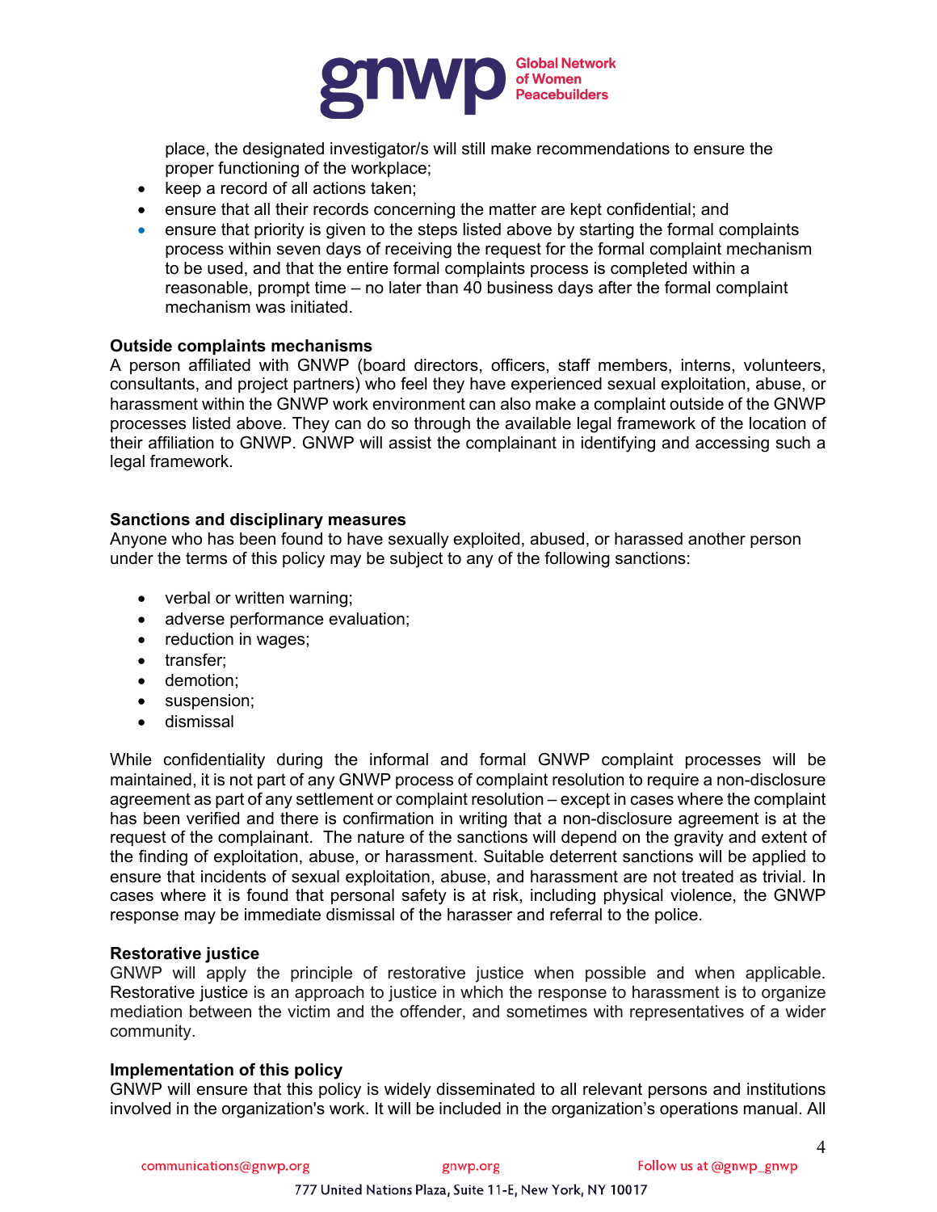place, the designated investigator/s will still make recommendations to ensure the proper functioning of the workplace;

- keep a record of all actions taken;
- ensure that all their records concerning the matter are kept confidential; and
- ensure that priority is given to the steps listed above by starting the formal complaints process within seven days of receiving the request for the formal complaint mechanism to be used, and that the entire formal complaints process is completed within a reasonable, prompt time – no later than 40 business days after the formal complaint mechanism was initiated.

**Outside complaints mechanisms**

A person affiliated with GNWP (board directors, officers, staff members, interns, volunteers, consultants, and project partners) who feel they have experienced sexual exploitation, abuse, or harassment within the GNWP work environment can also make a complaint outside of the GNWP processes listed above. They can do so through the available legal framework of the location of their affiliation to GNWP. GNWP will assist the complainant in identifying and accessing such a legal framework.

**Sanctions and disciplinary measures**

Anyone who has been found to have sexually exploited, abused, or harassed another person under the terms of this policy may be subject to any of the following sanctions:

- verbal or written warning;
- adverse performance evaluation;
- reduction in wages;
- transfer;
- demotion;
- suspension;
- dismissal

While confidentiality during the informal and formal GNWP complaint processes will be maintained, it is not part of any GNWP process of complaint resolution to require a non-disclosure agreement as part of any settlement or complaint resolution – except in cases where the complaint has been verified and there is confirmation in writing that a non-disclosure agreement is at the request of the complainant. The nature of the sanctions will depend on the gravity and extent of the finding of exploitation, abuse, or harassment. Suitable deterrent sanctions will be applied to ensure that incidents of sexual exploitation, abuse, and harassment are not treated as trivial. In cases where it is found that personal safety is at risk, including physical violence, the GNWP response may be immediate dismissal of the harasser and referral to the police.

**Restorative justice**

GNWP will apply the principle of restorative justice when possible and when applicable. Restorative justice is an approach to justice in which the response to harassment is to organize mediation between the victim and the offender, and sometimes with representatives of a wider community.

**Implementation of this policy**

GNWP will ensure that this policy is widely disseminated to all relevant persons and institutions involved in the organization's work. It will be included in the organization's operations manual. All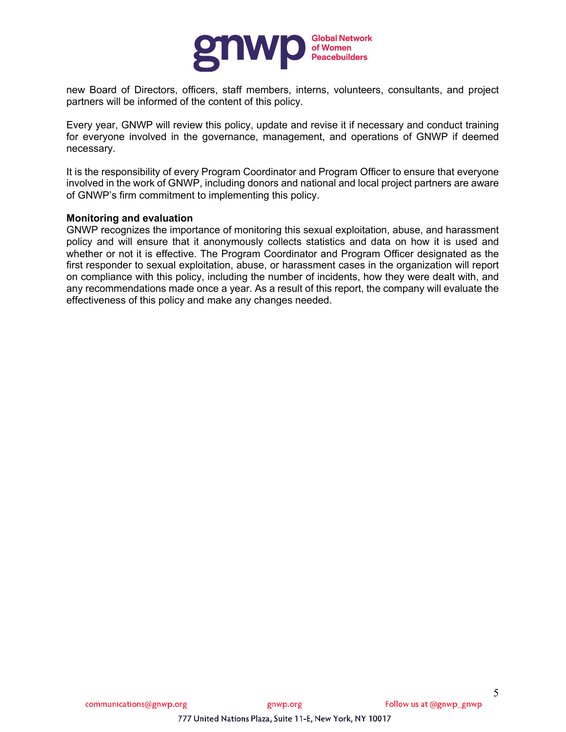new Board of Directors, officers, staff members, interns, volunteers, consultants, and project partners will be informed of the content of this policy.

Every year, GNWP will review this policy, update and revise it if necessary and conduct training for everyone involved in the governance, management, and operations of GNWP if deemed necessary.

It is the responsibility of every Program Coordinator and Program Officer to ensure that everyone involved in the work of GNWP, including donors and national and local project partners are aware of GNWP's firm commitment to implementing this policy.

**Monitoring and evaluation**

GNWP recognizes the importance of monitoring this sexual exploitation, abuse, and harassment policy and will ensure that it anonymously collects statistics and data on how it is used and whether or not it is effective. The Program Coordinator and Program Officer designated as the first responder to sexual exploitation, abuse, or harassment cases in the organization will report on compliance with this policy, including the number of incidents, how they were dealt with, and any recommendations made once a year. As a result of this report, the company will evaluate the effectiveness of this policy and make any changes needed.